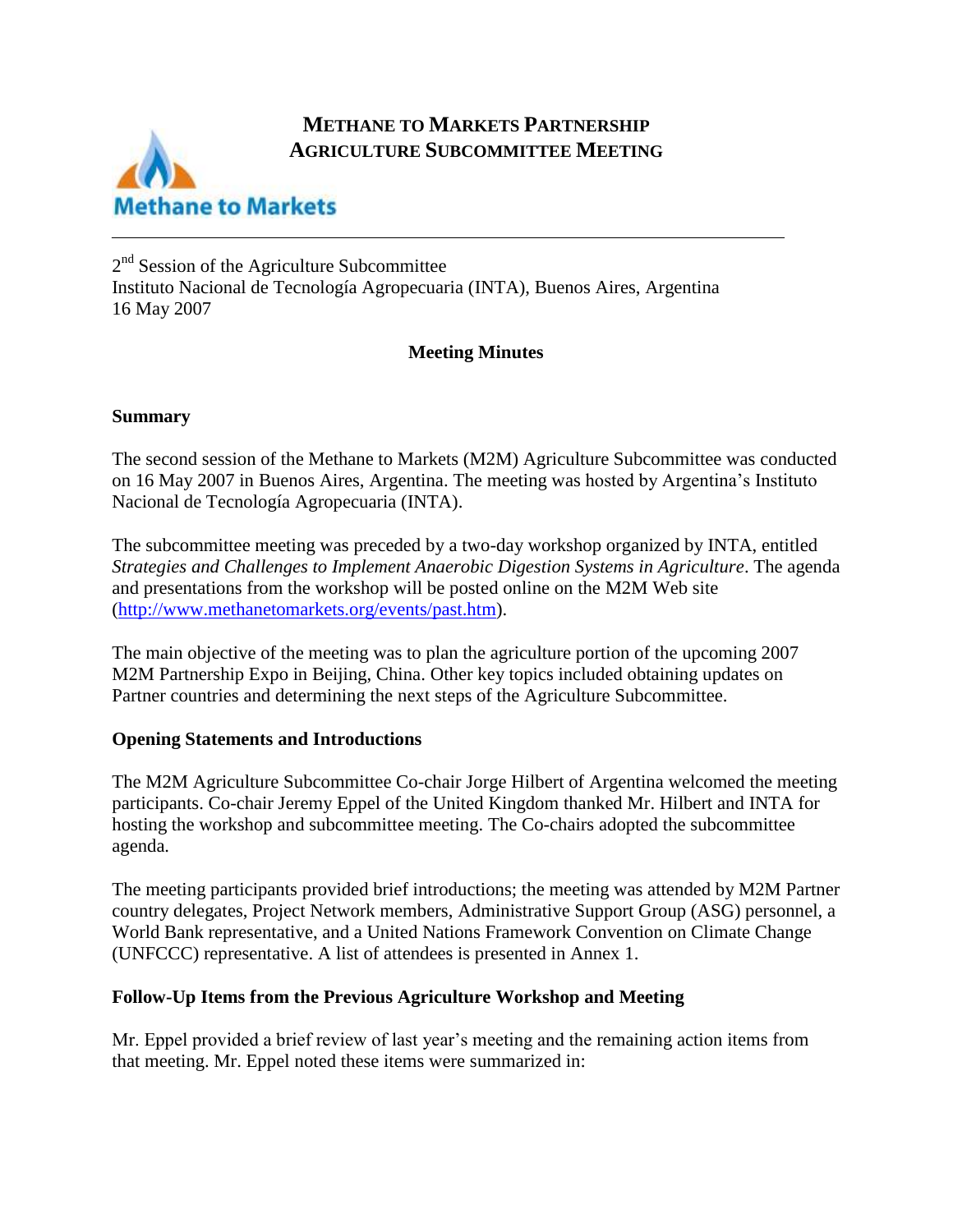# METHANE TO MARKETS PARTNERSHIP AGRICULTURE SUBCOMMITTEE MEETING

Methane to Markets

---

2nd Session of the Agriculture Subcommittee
Instituto Nacional de Tecnología Agropecuaria (INTA), Buenos Aires, Argentina
16 May 2007

## Meeting Minutes

### Summary

The second session of the Methane to Markets (M2M) Agriculture Subcommittee was conducted on 16 May 2007 in Buenos Aires, Argentina. The meeting was hosted by Argentina's Instituto Nacional de Tecnología Agropecuaria (INTA).

The subcommittee meeting was preceded by a two-day workshop organized by INTA, entitled *Strategies and Challenges to Implement Anaerobic Digestion Systems in Agriculture*. The agenda and presentations from the workshop will be posted online on the M2M Web site (http://www.methanetomarkets.org/events/past.htm).

The main objective of the meeting was to plan the agriculture portion of the upcoming 2007 M2M Partnership Expo in Beijing, China. Other key topics included obtaining updates on Partner countries and determining the next steps of the Agriculture Subcommittee.

### Opening Statements and Introductions

The M2M Agriculture Subcommittee Co-chair Jorge Hilbert of Argentina welcomed the meeting participants. Co-chair Jeremy Eppel of the United Kingdom thanked Mr. Hilbert and INTA for hosting the workshop and subcommittee meeting. The Co-chairs adopted the subcommittee agenda.

The meeting participants provided brief introductions; the meeting was attended by M2M Partner country delegates, Project Network members, Administrative Support Group (ASG) personnel, a World Bank representative, and a United Nations Framework Convention on Climate Change (UNFCCC) representative. A list of attendees is presented in Annex 1.

### Follow-Up Items from the Previous Agriculture Workshop and Meeting

Mr. Eppel provided a brief review of last year's meeting and the remaining action items from that meeting. Mr. Eppel noted these items were summarized in: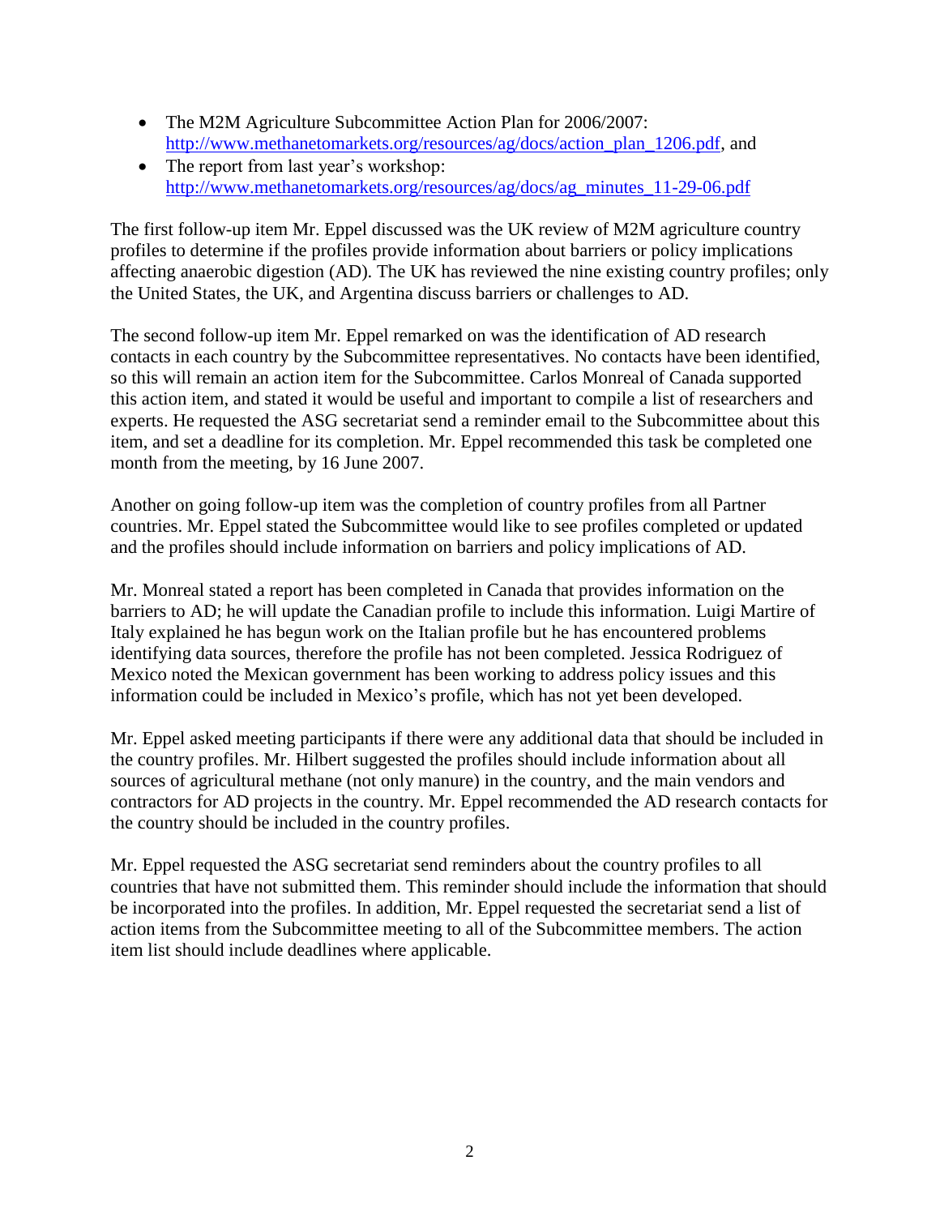- The M2M Agriculture Subcommittee Action Plan for 2006/2007: http://www.methanetomarkets.org/resources/ag/docs/action_plan_1206.pdf, and
- The report from last year's workshop: http://www.methanetomarkets.org/resources/ag/docs/ag_minutes_11-29-06.pdf

The first follow-up item Mr. Eppel discussed was the UK review of M2M agriculture country profiles to determine if the profiles provide information about barriers or policy implications affecting anaerobic digestion (AD). The UK has reviewed the nine existing country profiles; only the United States, the UK, and Argentina discuss barriers or challenges to AD.

The second follow-up item Mr. Eppel remarked on was the identification of AD research contacts in each country by the Subcommittee representatives. No contacts have been identified, so this will remain an action item for the Subcommittee. Carlos Monreal of Canada supported this action item, and stated it would be useful and important to compile a list of researchers and experts. He requested the ASG secretariat send a reminder email to the Subcommittee about this item, and set a deadline for its completion. Mr. Eppel recommended this task be completed one month from the meeting, by 16 June 2007.

Another on going follow-up item was the completion of country profiles from all Partner countries. Mr. Eppel stated the Subcommittee would like to see profiles completed or updated and the profiles should include information on barriers and policy implications of AD.

Mr. Monreal stated a report has been completed in Canada that provides information on the barriers to AD; he will update the Canadian profile to include this information. Luigi Martire of Italy explained he has begun work on the Italian profile but he has encountered problems identifying data sources, therefore the profile has not been completed. Jessica Rodriguez of Mexico noted the Mexican government has been working to address policy issues and this information could be included in Mexico's profile, which has not yet been developed.

Mr. Eppel asked meeting participants if there were any additional data that should be included in the country profiles. Mr. Hilbert suggested the profiles should include information about all sources of agricultural methane (not only manure) in the country, and the main vendors and contractors for AD projects in the country. Mr. Eppel recommended the AD research contacts for the country should be included in the country profiles.

Mr. Eppel requested the ASG secretariat send reminders about the country profiles to all countries that have not submitted them. This reminder should include the information that should be incorporated into the profiles. In addition, Mr. Eppel requested the secretariat send a list of action items from the Subcommittee meeting to all of the Subcommittee members. The action item list should include deadlines where applicable.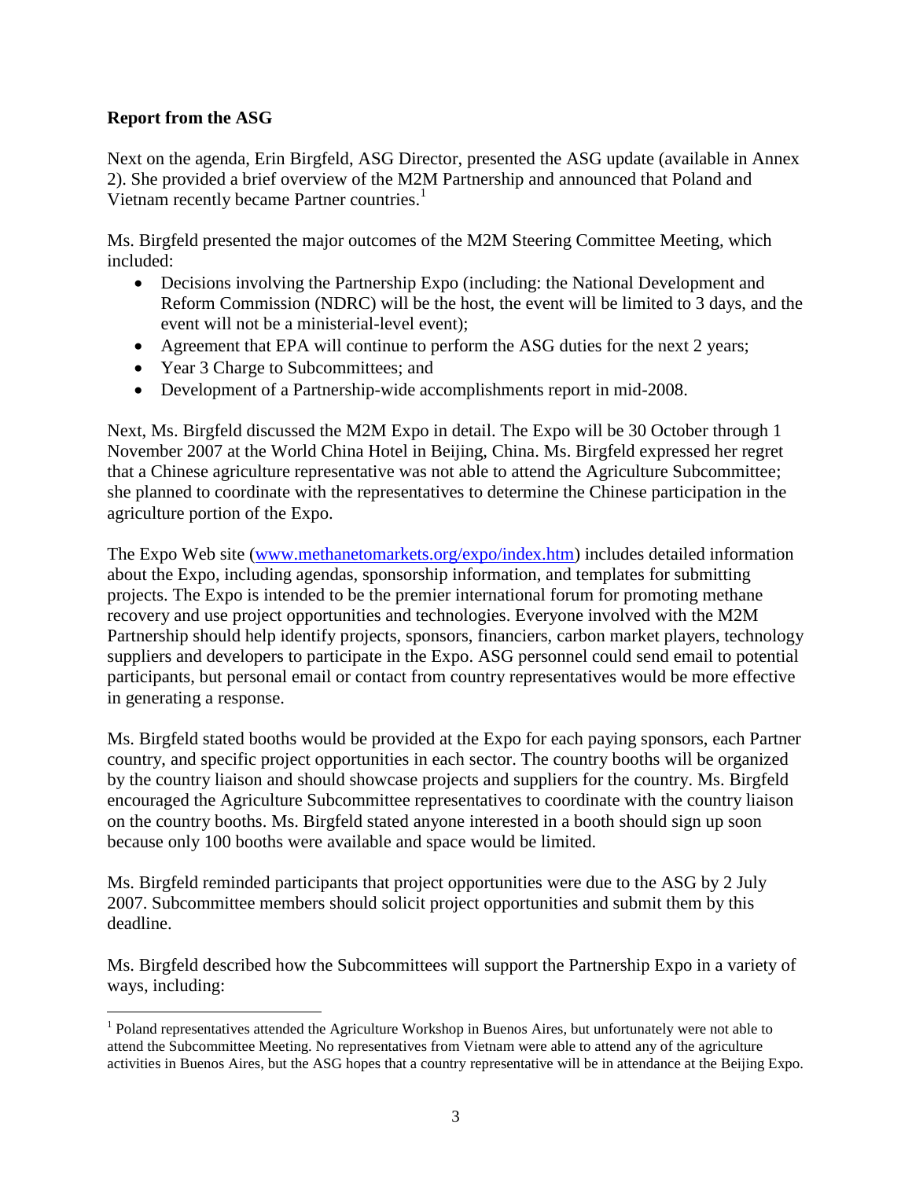**Report from the ASG**

Next on the agenda, Erin Birgfeld, ASG Director, presented the ASG update (available in Annex 2). She provided a brief overview of the M2M Partnership and announced that Poland and Vietnam recently became Partner countries.[1]

Ms. Birgfeld presented the major outcomes of the M2M Steering Committee Meeting, which included:

- Decisions involving the Partnership Expo (including: the National Development and Reform Commission (NDRC) will be the host, the event will be limited to 3 days, and the event will not be a ministerial-level event);
- Agreement that EPA will continue to perform the ASG duties for the next 2 years;
- Year 3 Charge to Subcommittees; and
- Development of a Partnership-wide accomplishments report in mid-2008.

Next, Ms. Birgfeld discussed the M2M Expo in detail. The Expo will be 30 October through 1 November 2007 at the World China Hotel in Beijing, China. Ms. Birgfeld expressed her regret that a Chinese agriculture representative was not able to attend the Agriculture Subcommittee; she planned to coordinate with the representatives to determine the Chinese participation in the agriculture portion of the Expo.

The Expo Web site (www.methanetomarkets.org/expo/index.htm) includes detailed information about the Expo, including agendas, sponsorship information, and templates for submitting projects. The Expo is intended to be the premier international forum for promoting methane recovery and use project opportunities and technologies. Everyone involved with the M2M Partnership should help identify projects, sponsors, financiers, carbon market players, technology suppliers and developers to participate in the Expo. ASG personnel could send email to potential participants, but personal email or contact from country representatives would be more effective in generating a response.

Ms. Birgfeld stated booths would be provided at the Expo for each paying sponsors, each Partner country, and specific project opportunities in each sector. The country booths will be organized by the country liaison and should showcase projects and suppliers for the country. Ms. Birgfeld encouraged the Agriculture Subcommittee representatives to coordinate with the country liaison on the country booths. Ms. Birgfeld stated anyone interested in a booth should sign up soon because only 100 booths were available and space would be limited.

Ms. Birgfeld reminded participants that project opportunities were due to the ASG by 2 July 2007. Subcommittee members should solicit project opportunities and submit them by this deadline.

Ms. Birgfeld described how the Subcommittees will support the Partnership Expo in a variety of ways, including:

---

[1] Poland representatives attended the Agriculture Workshop in Buenos Aires, but unfortunately were not able to attend the Subcommittee Meeting. No representatives from Vietnam were able to attend any of the agriculture activities in Buenos Aires, but the ASG hopes that a country representative will be in attendance at the Beijing Expo.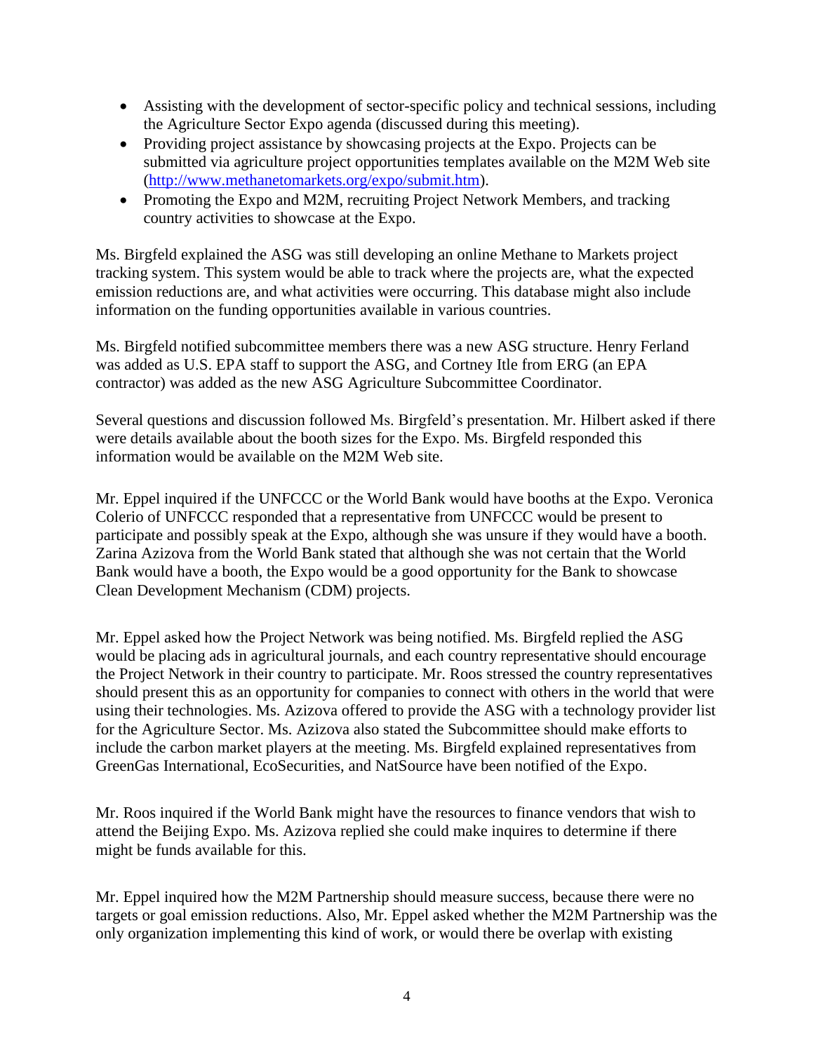- Assisting with the development of sector-specific policy and technical sessions, including the Agriculture Sector Expo agenda (discussed during this meeting).
- Providing project assistance by showcasing projects at the Expo. Projects can be submitted via agriculture project opportunities templates available on the M2M Web site (http://www.methanetomarkets.org/expo/submit.htm).
- Promoting the Expo and M2M, recruiting Project Network Members, and tracking country activities to showcase at the Expo.

Ms. Birgfeld explained the ASG was still developing an online Methane to Markets project tracking system. This system would be able to track where the projects are, what the expected emission reductions are, and what activities were occurring. This database might also include information on the funding opportunities available in various countries.

Ms. Birgfeld notified subcommittee members there was a new ASG structure. Henry Ferland was added as U.S. EPA staff to support the ASG, and Cortney Itle from ERG (an EPA contractor) was added as the new ASG Agriculture Subcommittee Coordinator.

Several questions and discussion followed Ms. Birgfeld's presentation. Mr. Hilbert asked if there were details available about the booth sizes for the Expo. Ms. Birgfeld responded this information would be available on the M2M Web site.

Mr. Eppel inquired if the UNFCCC or the World Bank would have booths at the Expo. Veronica Colerio of UNFCCC responded that a representative from UNFCCC would be present to participate and possibly speak at the Expo, although she was unsure if they would have a booth. Zarina Azizova from the World Bank stated that although she was not certain that the World Bank would have a booth, the Expo would be a good opportunity for the Bank to showcase Clean Development Mechanism (CDM) projects.

Mr. Eppel asked how the Project Network was being notified. Ms. Birgfeld replied the ASG would be placing ads in agricultural journals, and each country representative should encourage the Project Network in their country to participate. Mr. Roos stressed the country representatives should present this as an opportunity for companies to connect with others in the world that were using their technologies. Ms. Azizova offered to provide the ASG with a technology provider list for the Agriculture Sector. Ms. Azizova also stated the Subcommittee should make efforts to include the carbon market players at the meeting. Ms. Birgfeld explained representatives from GreenGas International, EcoSecurities, and NatSource have been notified of the Expo.

Mr. Roos inquired if the World Bank might have the resources to finance vendors that wish to attend the Beijing Expo. Ms. Azizova replied she could make inquires to determine if there might be funds available for this.

Mr. Eppel inquired how the M2M Partnership should measure success, because there were no targets or goal emission reductions. Also, Mr. Eppel asked whether the M2M Partnership was the only organization implementing this kind of work, or would there be overlap with existing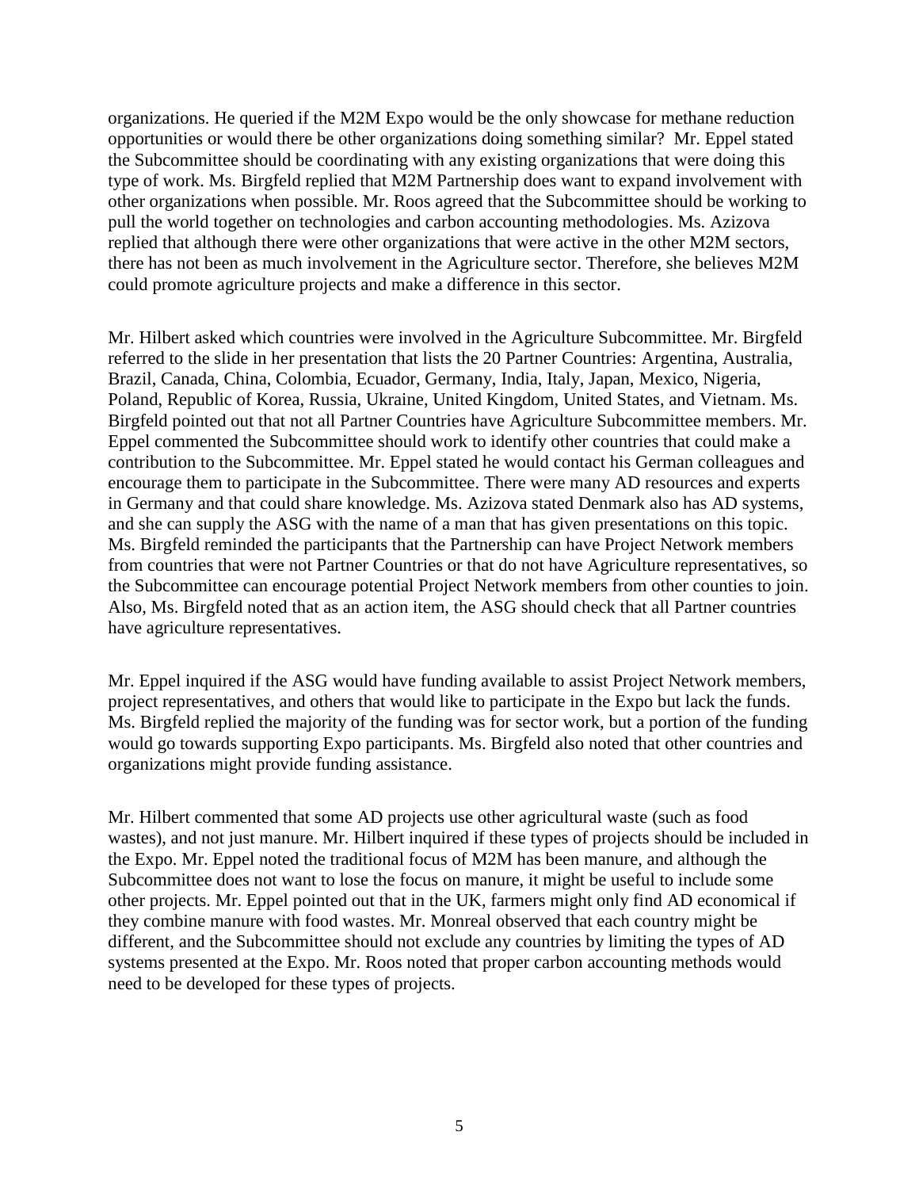organizations. He queried if the M2M Expo would be the only showcase for methane reduction opportunities or would there be other organizations doing something similar? Mr. Eppel stated the Subcommittee should be coordinating with any existing organizations that were doing this type of work. Ms. Birgfeld replied that M2M Partnership does want to expand involvement with other organizations when possible. Mr. Roos agreed that the Subcommittee should be working to pull the world together on technologies and carbon accounting methodologies. Ms. Azizova replied that although there were other organizations that were active in the other M2M sectors, there has not been as much involvement in the Agriculture sector. Therefore, she believes M2M could promote agriculture projects and make a difference in this sector.

Mr. Hilbert asked which countries were involved in the Agriculture Subcommittee. Mr. Birgfeld referred to the slide in her presentation that lists the 20 Partner Countries: Argentina, Australia, Brazil, Canada, China, Colombia, Ecuador, Germany, India, Italy, Japan, Mexico, Nigeria, Poland, Republic of Korea, Russia, Ukraine, United Kingdom, United States, and Vietnam. Ms. Birgfeld pointed out that not all Partner Countries have Agriculture Subcommittee members. Mr. Eppel commented the Subcommittee should work to identify other countries that could make a contribution to the Subcommittee. Mr. Eppel stated he would contact his German colleagues and encourage them to participate in the Subcommittee. There were many AD resources and experts in Germany and that could share knowledge. Ms. Azizova stated Denmark also has AD systems, and she can supply the ASG with the name of a man that has given presentations on this topic. Ms. Birgfeld reminded the participants that the Partnership can have Project Network members from countries that were not Partner Countries or that do not have Agriculture representatives, so the Subcommittee can encourage potential Project Network members from other counties to join. Also, Ms. Birgfeld noted that as an action item, the ASG should check that all Partner countries have agriculture representatives.

Mr. Eppel inquired if the ASG would have funding available to assist Project Network members, project representatives, and others that would like to participate in the Expo but lack the funds. Ms. Birgfeld replied the majority of the funding was for sector work, but a portion of the funding would go towards supporting Expo participants. Ms. Birgfeld also noted that other countries and organizations might provide funding assistance.

Mr. Hilbert commented that some AD projects use other agricultural waste (such as food wastes), and not just manure. Mr. Hilbert inquired if these types of projects should be included in the Expo. Mr. Eppel noted the traditional focus of M2M has been manure, and although the Subcommittee does not want to lose the focus on manure, it might be useful to include some other projects. Mr. Eppel pointed out that in the UK, farmers might only find AD economical if they combine manure with food wastes. Mr. Monreal observed that each country might be different, and the Subcommittee should not exclude any countries by limiting the types of AD systems presented at the Expo. Mr. Roos noted that proper carbon accounting methods would need to be developed for these types of projects.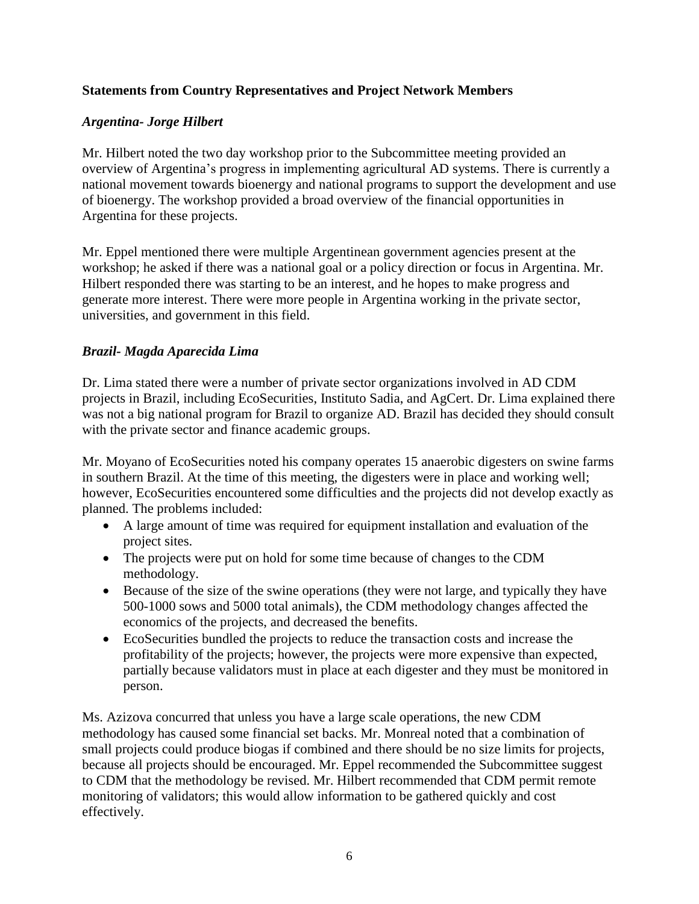## Statements from Country Representatives and Project Network Members

### *Argentina- Jorge Hilbert*

Mr. Hilbert noted the two day workshop prior to the Subcommittee meeting provided an overview of Argentina's progress in implementing agricultural AD systems. There is currently a national movement towards bioenergy and national programs to support the development and use of bioenergy. The workshop provided a broad overview of the financial opportunities in Argentina for these projects.

Mr. Eppel mentioned there were multiple Argentinean government agencies present at the workshop; he asked if there was a national goal or a policy direction or focus in Argentina. Mr. Hilbert responded there was starting to be an interest, and he hopes to make progress and generate more interest. There were more people in Argentina working in the private sector, universities, and government in this field.

### *Brazil- Magda Aparecida Lima*

Dr. Lima stated there were a number of private sector organizations involved in AD CDM projects in Brazil, including EcoSecurities, Instituto Sadia, and AgCert. Dr. Lima explained there was not a big national program for Brazil to organize AD. Brazil has decided they should consult with the private sector and finance academic groups.

Mr. Moyano of EcoSecurities noted his company operates 15 anaerobic digesters on swine farms in southern Brazil. At the time of this meeting, the digesters were in place and working well; however, EcoSecurities encountered some difficulties and the projects did not develop exactly as planned. The problems included:

- A large amount of time was required for equipment installation and evaluation of the project sites.
- The projects were put on hold for some time because of changes to the CDM methodology.
- Because of the size of the swine operations (they were not large, and typically they have 500-1000 sows and 5000 total animals), the CDM methodology changes affected the economics of the projects, and decreased the benefits.
- EcoSecurities bundled the projects to reduce the transaction costs and increase the profitability of the projects; however, the projects were more expensive than expected, partially because validators must in place at each digester and they must be monitored in person.

Ms. Azizova concurred that unless you have a large scale operations, the new CDM methodology has caused some financial set backs. Mr. Monreal noted that a combination of small projects could produce biogas if combined and there should be no size limits for projects, because all projects should be encouraged. Mr. Eppel recommended the Subcommittee suggest to CDM that the methodology be revised. Mr. Hilbert recommended that CDM permit remote monitoring of validators; this would allow information to be gathered quickly and cost effectively.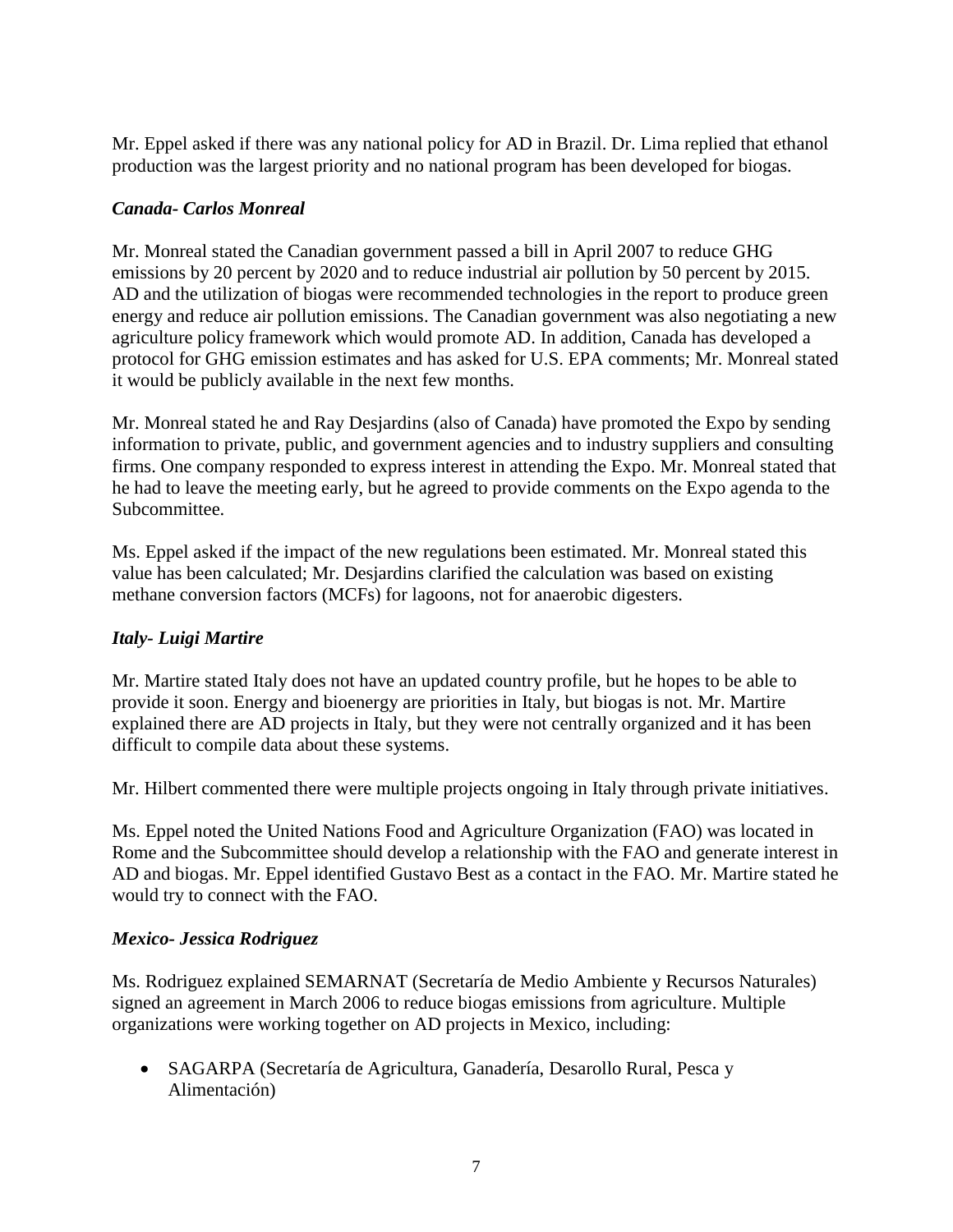Mr. Eppel asked if there was any national policy for AD in Brazil. Dr. Lima replied that ethanol production was the largest priority and no national program has been developed for biogas.

### *Canada- Carlos Monreal*

Mr. Monreal stated the Canadian government passed a bill in April 2007 to reduce GHG emissions by 20 percent by 2020 and to reduce industrial air pollution by 50 percent by 2015. AD and the utilization of biogas were recommended technologies in the report to produce green energy and reduce air pollution emissions. The Canadian government was also negotiating a new agriculture policy framework which would promote AD. In addition, Canada has developed a protocol for GHG emission estimates and has asked for U.S. EPA comments; Mr. Monreal stated it would be publicly available in the next few months.

Mr. Monreal stated he and Ray Desjardins (also of Canada) have promoted the Expo by sending information to private, public, and government agencies and to industry suppliers and consulting firms. One company responded to express interest in attending the Expo. Mr. Monreal stated that he had to leave the meeting early, but he agreed to provide comments on the Expo agenda to the Subcommittee.

Ms. Eppel asked if the impact of the new regulations been estimated. Mr. Monreal stated this value has been calculated; Mr. Desjardins clarified the calculation was based on existing methane conversion factors (MCFs) for lagoons, not for anaerobic digesters.

### *Italy- Luigi Martire*

Mr. Martire stated Italy does not have an updated country profile, but he hopes to be able to provide it soon. Energy and bioenergy are priorities in Italy, but biogas is not. Mr. Martire explained there are AD projects in Italy, but they were not centrally organized and it has been difficult to compile data about these systems.

Mr. Hilbert commented there were multiple projects ongoing in Italy through private initiatives.

Ms. Eppel noted the United Nations Food and Agriculture Organization (FAO) was located in Rome and the Subcommittee should develop a relationship with the FAO and generate interest in AD and biogas. Mr. Eppel identified Gustavo Best as a contact in the FAO. Mr. Martire stated he would try to connect with the FAO.

### *Mexico- Jessica Rodriguez*

Ms. Rodriguez explained SEMARNAT (Secretaría de Medio Ambiente y Recursos Naturales) signed an agreement in March 2006 to reduce biogas emissions from agriculture. Multiple organizations were working together on AD projects in Mexico, including:

- SAGARPA (Secretaría de Agricultura, Ganadería, Desarollo Rural, Pesca y Alimentación)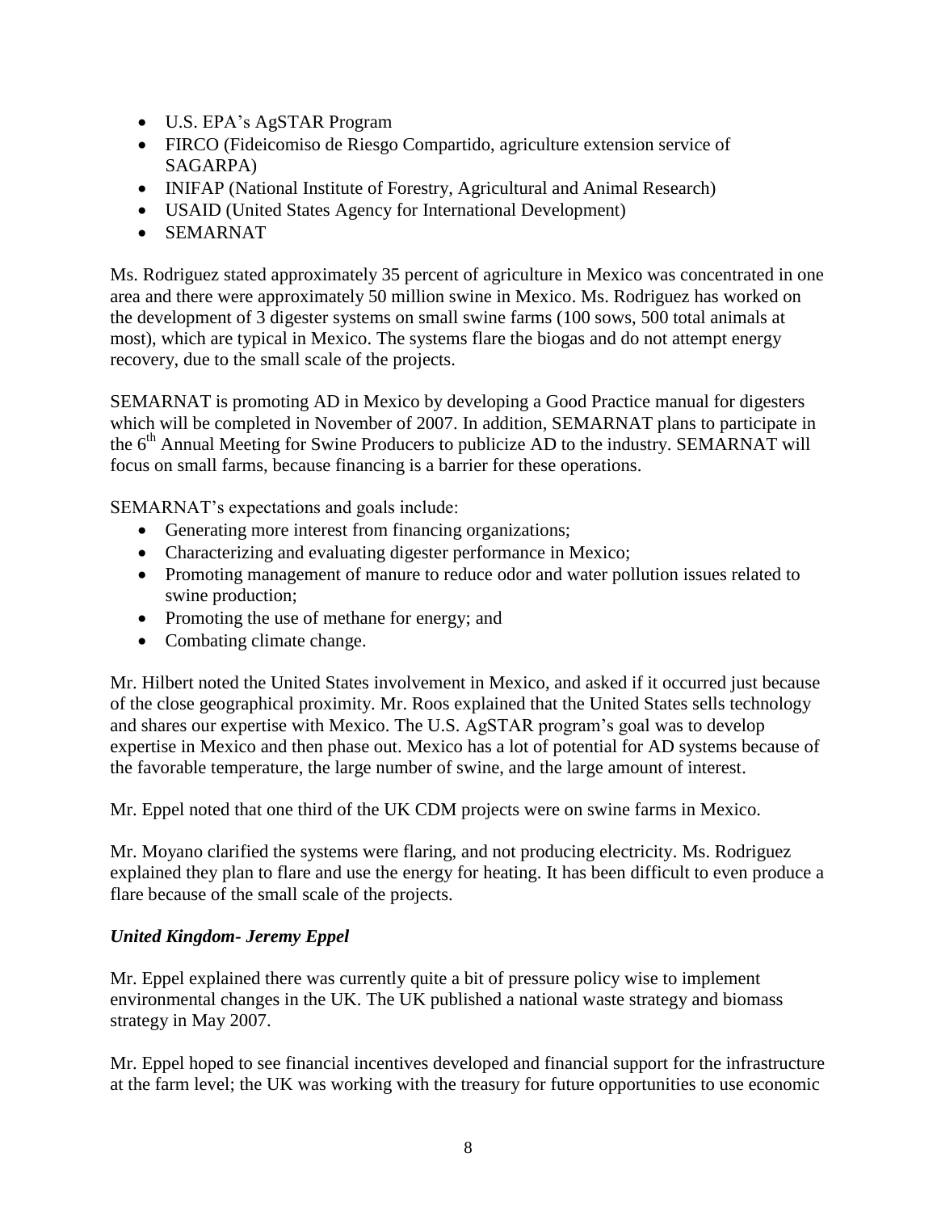- U.S. EPA's AgSTAR Program
- FIRCO (Fideicomiso de Riesgo Compartido, agriculture extension service of SAGARPA)
- INIFAP (National Institute of Forestry, Agricultural and Animal Research)
- USAID (United States Agency for International Development)
- SEMARNAT

Ms. Rodriguez stated approximately 35 percent of agriculture in Mexico was concentrated in one area and there were approximately 50 million swine in Mexico. Ms. Rodriguez has worked on the development of 3 digester systems on small swine farms (100 sows, 500 total animals at most), which are typical in Mexico. The systems flare the biogas and do not attempt energy recovery, due to the small scale of the projects.

SEMARNAT is promoting AD in Mexico by developing a Good Practice manual for digesters which will be completed in November of 2007. In addition, SEMARNAT plans to participate in the 6th Annual Meeting for Swine Producers to publicize AD to the industry. SEMARNAT will focus on small farms, because financing is a barrier for these operations.

SEMARNAT's expectations and goals include:

- Generating more interest from financing organizations;
- Characterizing and evaluating digester performance in Mexico;
- Promoting management of manure to reduce odor and water pollution issues related to swine production;
- Promoting the use of methane for energy; and
- Combating climate change.

Mr. Hilbert noted the United States involvement in Mexico, and asked if it occurred just because of the close geographical proximity. Mr. Roos explained that the United States sells technology and shares our expertise with Mexico. The U.S. AgSTAR program's goal was to develop expertise in Mexico and then phase out. Mexico has a lot of potential for AD systems because of the favorable temperature, the large number of swine, and the large amount of interest.

Mr. Eppel noted that one third of the UK CDM projects were on swine farms in Mexico.

Mr. Moyano clarified the systems were flaring, and not producing electricity. Ms. Rodriguez explained they plan to flare and use the energy for heating. It has been difficult to even produce a flare because of the small scale of the projects.

### *United Kingdom- Jeremy Eppel*

Mr. Eppel explained there was currently quite a bit of pressure policy wise to implement environmental changes in the UK. The UK published a national waste strategy and biomass strategy in May 2007.

Mr. Eppel hoped to see financial incentives developed and financial support for the infrastructure at the farm level; the UK was working with the treasury for future opportunities to use economic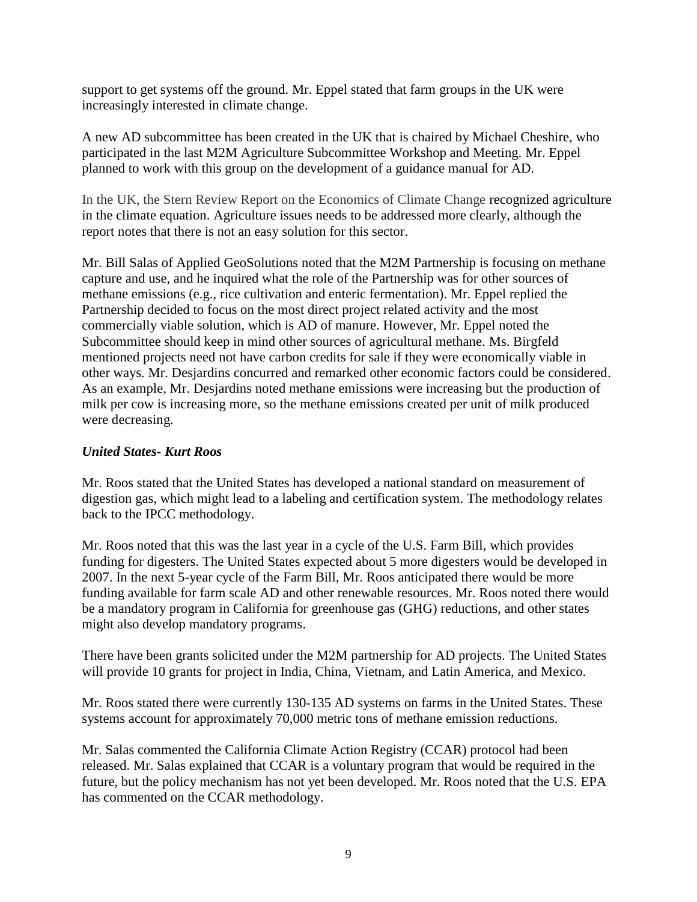support to get systems off the ground. Mr. Eppel stated that farm groups in the UK were increasingly interested in climate change.

A new AD subcommittee has been created in the UK that is chaired by Michael Cheshire, who participated in the last M2M Agriculture Subcommittee Workshop and Meeting. Mr. Eppel planned to work with this group on the development of a guidance manual for AD.

In the UK, the Stern Review Report on the Economics of Climate Change recognized agriculture in the climate equation. Agriculture issues needs to be addressed more clearly, although the report notes that there is not an easy solution for this sector.

Mr. Bill Salas of Applied GeoSolutions noted that the M2M Partnership is focusing on methane capture and use, and he inquired what the role of the Partnership was for other sources of methane emissions (e.g., rice cultivation and enteric fermentation). Mr. Eppel replied the Partnership decided to focus on the most direct project related activity and the most commercially viable solution, which is AD of manure. However, Mr. Eppel noted the Subcommittee should keep in mind other sources of agricultural methane. Ms. Birgfeld mentioned projects need not have carbon credits for sale if they were economically viable in other ways. Mr. Desjardins concurred and remarked other economic factors could be considered. As an example, Mr. Desjardins noted methane emissions were increasing but the production of milk per cow is increasing more, so the methane emissions created per unit of milk produced were decreasing.

### *United States- Kurt Roos*

Mr. Roos stated that the United States has developed a national standard on measurement of digestion gas, which might lead to a labeling and certification system. The methodology relates back to the IPCC methodology.

Mr. Roos noted that this was the last year in a cycle of the U.S. Farm Bill, which provides funding for digesters. The United States expected about 5 more digesters would be developed in 2007. In the next 5-year cycle of the Farm Bill, Mr. Roos anticipated there would be more funding available for farm scale AD and other renewable resources. Mr. Roos noted there would be a mandatory program in California for greenhouse gas (GHG) reductions, and other states might also develop mandatory programs.

There have been grants solicited under the M2M partnership for AD projects. The United States will provide 10 grants for project in India, China, Vietnam, and Latin America, and Mexico.

Mr. Roos stated there were currently 130-135 AD systems on farms in the United States. These systems account for approximately 70,000 metric tons of methane emission reductions.

Mr. Salas commented the California Climate Action Registry (CCAR) protocol had been released. Mr. Salas explained that CCAR is a voluntary program that would be required in the future, but the policy mechanism has not yet been developed. Mr. Roos noted that the U.S. EPA has commented on the CCAR methodology.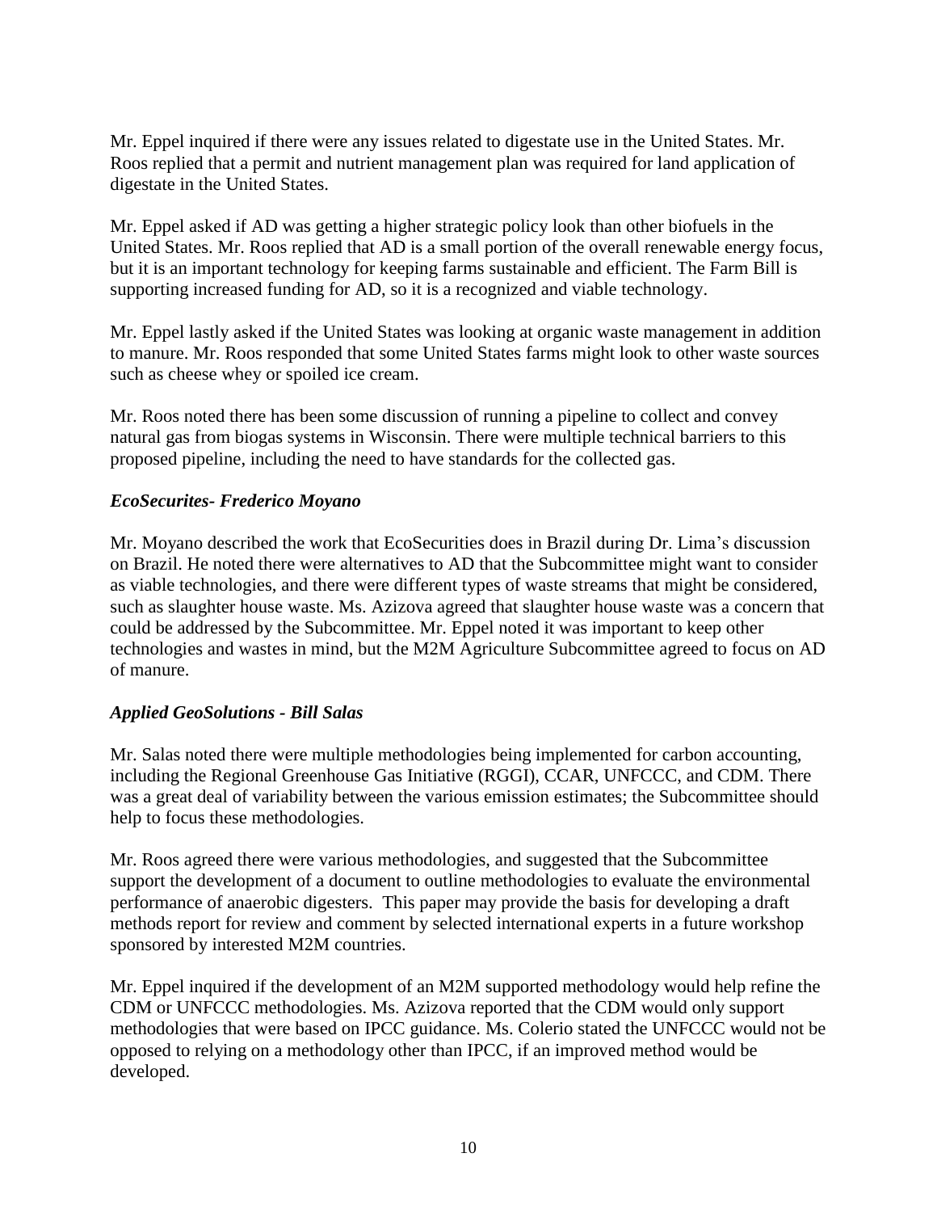Mr. Eppel inquired if there were any issues related to digestate use in the United States. Mr. Roos replied that a permit and nutrient management plan was required for land application of digestate in the United States.

Mr. Eppel asked if AD was getting a higher strategic policy look than other biofuels in the United States. Mr. Roos replied that AD is a small portion of the overall renewable energy focus, but it is an important technology for keeping farms sustainable and efficient. The Farm Bill is supporting increased funding for AD, so it is a recognized and viable technology.

Mr. Eppel lastly asked if the United States was looking at organic waste management in addition to manure. Mr. Roos responded that some United States farms might look to other waste sources such as cheese whey or spoiled ice cream.

Mr. Roos noted there has been some discussion of running a pipeline to collect and convey natural gas from biogas systems in Wisconsin. There were multiple technical barriers to this proposed pipeline, including the need to have standards for the collected gas.

***EcoSecurites- Frederico Moyano***

Mr. Moyano described the work that EcoSecurities does in Brazil during Dr. Lima's discussion on Brazil. He noted there were alternatives to AD that the Subcommittee might want to consider as viable technologies, and there were different types of waste streams that might be considered, such as slaughter house waste. Ms. Azizova agreed that slaughter house waste was a concern that could be addressed by the Subcommittee. Mr. Eppel noted it was important to keep other technologies and wastes in mind, but the M2M Agriculture Subcommittee agreed to focus on AD of manure.

***Applied GeoSolutions - Bill Salas***

Mr. Salas noted there were multiple methodologies being implemented for carbon accounting, including the Regional Greenhouse Gas Initiative (RGGI), CCAR, UNFCCC, and CDM. There was a great deal of variability between the various emission estimates; the Subcommittee should help to focus these methodologies.

Mr. Roos agreed there were various methodologies, and suggested that the Subcommittee support the development of a document to outline methodologies to evaluate the environmental performance of anaerobic digesters. This paper may provide the basis for developing a draft methods report for review and comment by selected international experts in a future workshop sponsored by interested M2M countries.

Mr. Eppel inquired if the development of an M2M supported methodology would help refine the CDM or UNFCCC methodologies. Ms. Azizova reported that the CDM would only support methodologies that were based on IPCC guidance. Ms. Colerio stated the UNFCCC would not be opposed to relying on a methodology other than IPCC, if an improved method would be developed.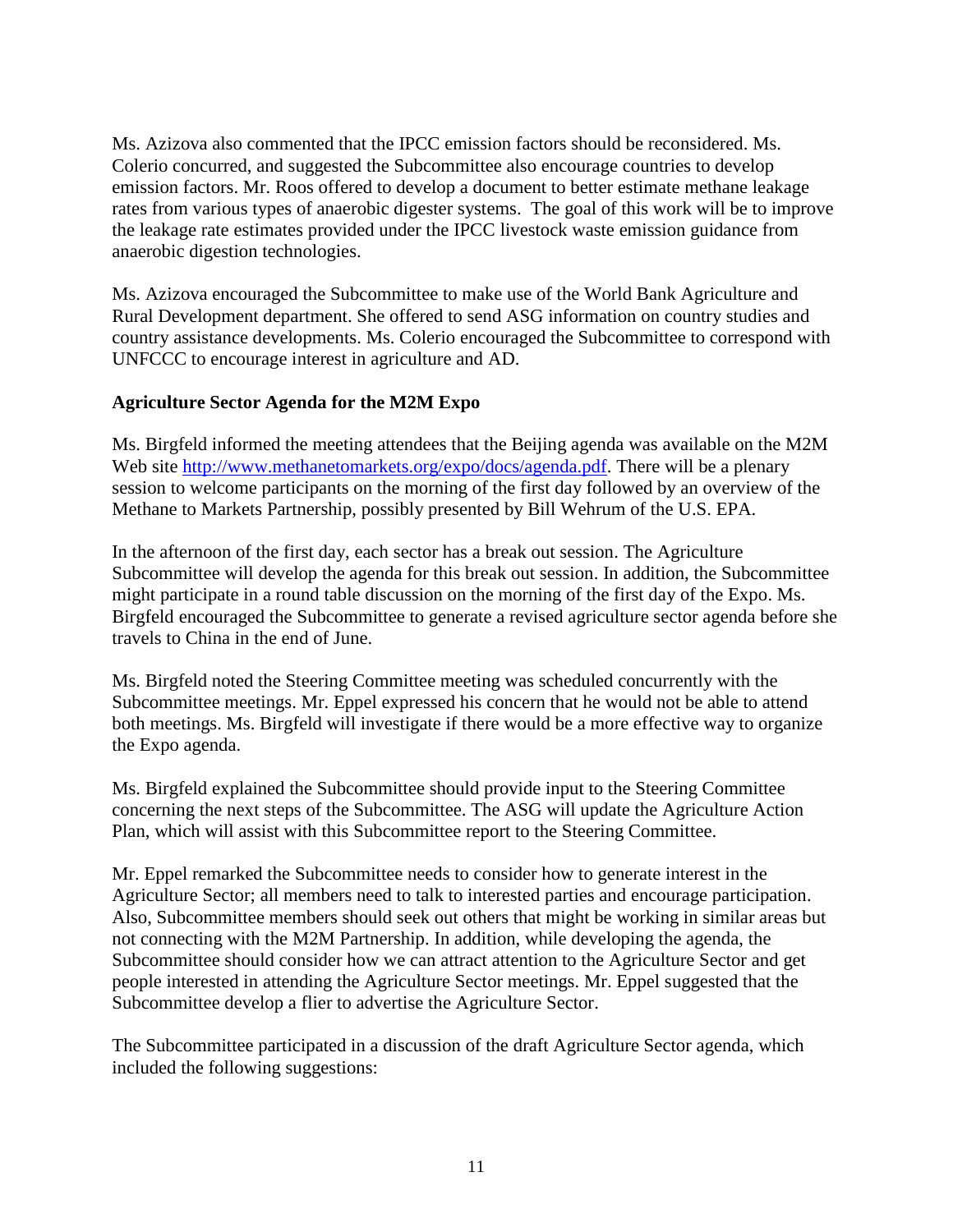Ms. Azizova also commented that the IPCC emission factors should be reconsidered. Ms. Colerio concurred, and suggested the Subcommittee also encourage countries to develop emission factors. Mr. Roos offered to develop a document to better estimate methane leakage rates from various types of anaerobic digester systems. The goal of this work will be to improve the leakage rate estimates provided under the IPCC livestock waste emission guidance from anaerobic digestion technologies.

Ms. Azizova encouraged the Subcommittee to make use of the World Bank Agriculture and Rural Development department. She offered to send ASG information on country studies and country assistance developments. Ms. Colerio encouraged the Subcommittee to correspond with UNFCCC to encourage interest in agriculture and AD.

**Agriculture Sector Agenda for the M2M Expo**

Ms. Birgfeld informed the meeting attendees that the Beijing agenda was available on the M2M Web site http://www.methanetomarkets.org/expo/docs/agenda.pdf. There will be a plenary session to welcome participants on the morning of the first day followed by an overview of the Methane to Markets Partnership, possibly presented by Bill Wehrum of the U.S. EPA.

In the afternoon of the first day, each sector has a break out session. The Agriculture Subcommittee will develop the agenda for this break out session. In addition, the Subcommittee might participate in a round table discussion on the morning of the first day of the Expo. Ms. Birgfeld encouraged the Subcommittee to generate a revised agriculture sector agenda before she travels to China in the end of June.

Ms. Birgfeld noted the Steering Committee meeting was scheduled concurrently with the Subcommittee meetings. Mr. Eppel expressed his concern that he would not be able to attend both meetings. Ms. Birgfeld will investigate if there would be a more effective way to organize the Expo agenda.

Ms. Birgfeld explained the Subcommittee should provide input to the Steering Committee concerning the next steps of the Subcommittee. The ASG will update the Agriculture Action Plan, which will assist with this Subcommittee report to the Steering Committee.

Mr. Eppel remarked the Subcommittee needs to consider how to generate interest in the Agriculture Sector; all members need to talk to interested parties and encourage participation. Also, Subcommittee members should seek out others that might be working in similar areas but not connecting with the M2M Partnership. In addition, while developing the agenda, the Subcommittee should consider how we can attract attention to the Agriculture Sector and get people interested in attending the Agriculture Sector meetings. Mr. Eppel suggested that the Subcommittee develop a flier to advertise the Agriculture Sector.

The Subcommittee participated in a discussion of the draft Agriculture Sector agenda, which included the following suggestions: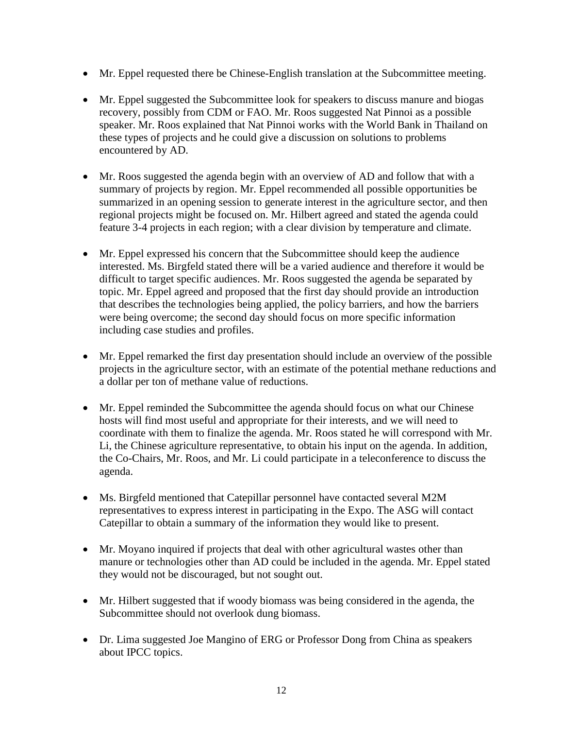- Mr. Eppel requested there be Chinese-English translation at the Subcommittee meeting.

- Mr. Eppel suggested the Subcommittee look for speakers to discuss manure and biogas recovery, possibly from CDM or FAO. Mr. Roos suggested Nat Pinnoi as a possible speaker. Mr. Roos explained that Nat Pinnoi works with the World Bank in Thailand on these types of projects and he could give a discussion on solutions to problems encountered by AD.

- Mr. Roos suggested the agenda begin with an overview of AD and follow that with a summary of projects by region. Mr. Eppel recommended all possible opportunities be summarized in an opening session to generate interest in the agriculture sector, and then regional projects might be focused on. Mr. Hilbert agreed and stated the agenda could feature 3-4 projects in each region; with a clear division by temperature and climate.

- Mr. Eppel expressed his concern that the Subcommittee should keep the audience interested. Ms. Birgfeld stated there will be a varied audience and therefore it would be difficult to target specific audiences. Mr. Roos suggested the agenda be separated by topic. Mr. Eppel agreed and proposed that the first day should provide an introduction that describes the technologies being applied, the policy barriers, and how the barriers were being overcome; the second day should focus on more specific information including case studies and profiles.

- Mr. Eppel remarked the first day presentation should include an overview of the possible projects in the agriculture sector, with an estimate of the potential methane reductions and a dollar per ton of methane value of reductions.

- Mr. Eppel reminded the Subcommittee the agenda should focus on what our Chinese hosts will find most useful and appropriate for their interests, and we will need to coordinate with them to finalize the agenda. Mr. Roos stated he will correspond with Mr. Li, the Chinese agriculture representative, to obtain his input on the agenda. In addition, the Co-Chairs, Mr. Roos, and Mr. Li could participate in a teleconference to discuss the agenda.

- Ms. Birgfeld mentioned that Catepillar personnel have contacted several M2M representatives to express interest in participating in the Expo. The ASG will contact Catepillar to obtain a summary of the information they would like to present.

- Mr. Moyano inquired if projects that deal with other agricultural wastes other than manure or technologies other than AD could be included in the agenda. Mr. Eppel stated they would not be discouraged, but not sought out.

- Mr. Hilbert suggested that if woody biomass was being considered in the agenda, the Subcommittee should not overlook dung biomass.

- Dr. Lima suggested Joe Mangino of ERG or Professor Dong from China as speakers about IPCC topics.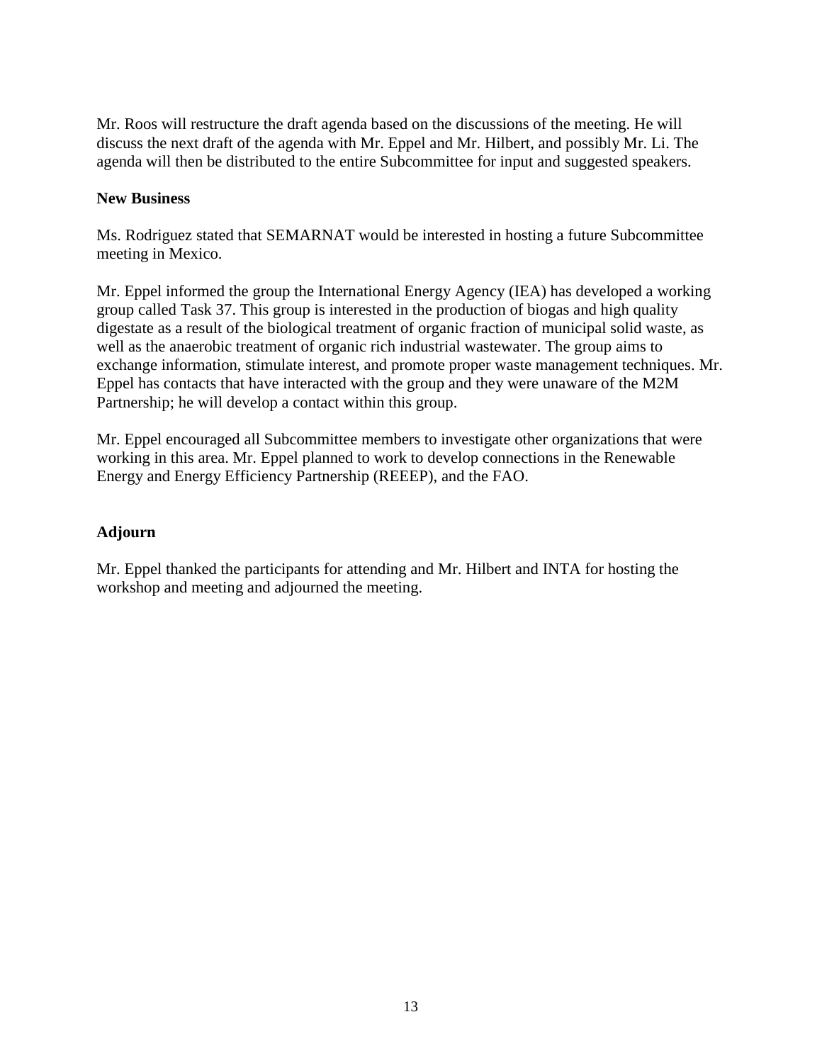Mr. Roos will restructure the draft agenda based on the discussions of the meeting. He will discuss the next draft of the agenda with Mr. Eppel and Mr. Hilbert, and possibly Mr. Li. The agenda will then be distributed to the entire Subcommittee for input and suggested speakers.

**New Business**

Ms. Rodriguez stated that SEMARNAT would be interested in hosting a future Subcommittee meeting in Mexico.

Mr. Eppel informed the group the International Energy Agency (IEA) has developed a working group called Task 37. This group is interested in the production of biogas and high quality digestate as a result of the biological treatment of organic fraction of municipal solid waste, as well as the anaerobic treatment of organic rich industrial wastewater. The group aims to exchange information, stimulate interest, and promote proper waste management techniques. Mr. Eppel has contacts that have interacted with the group and they were unaware of the M2M Partnership; he will develop a contact within this group.

Mr. Eppel encouraged all Subcommittee members to investigate other organizations that were working in this area. Mr. Eppel planned to work to develop connections in the Renewable Energy and Energy Efficiency Partnership (REEEP), and the FAO.

## Adjourn

Mr. Eppel thanked the participants for attending and Mr. Hilbert and INTA for hosting the workshop and meeting and adjourned the meeting.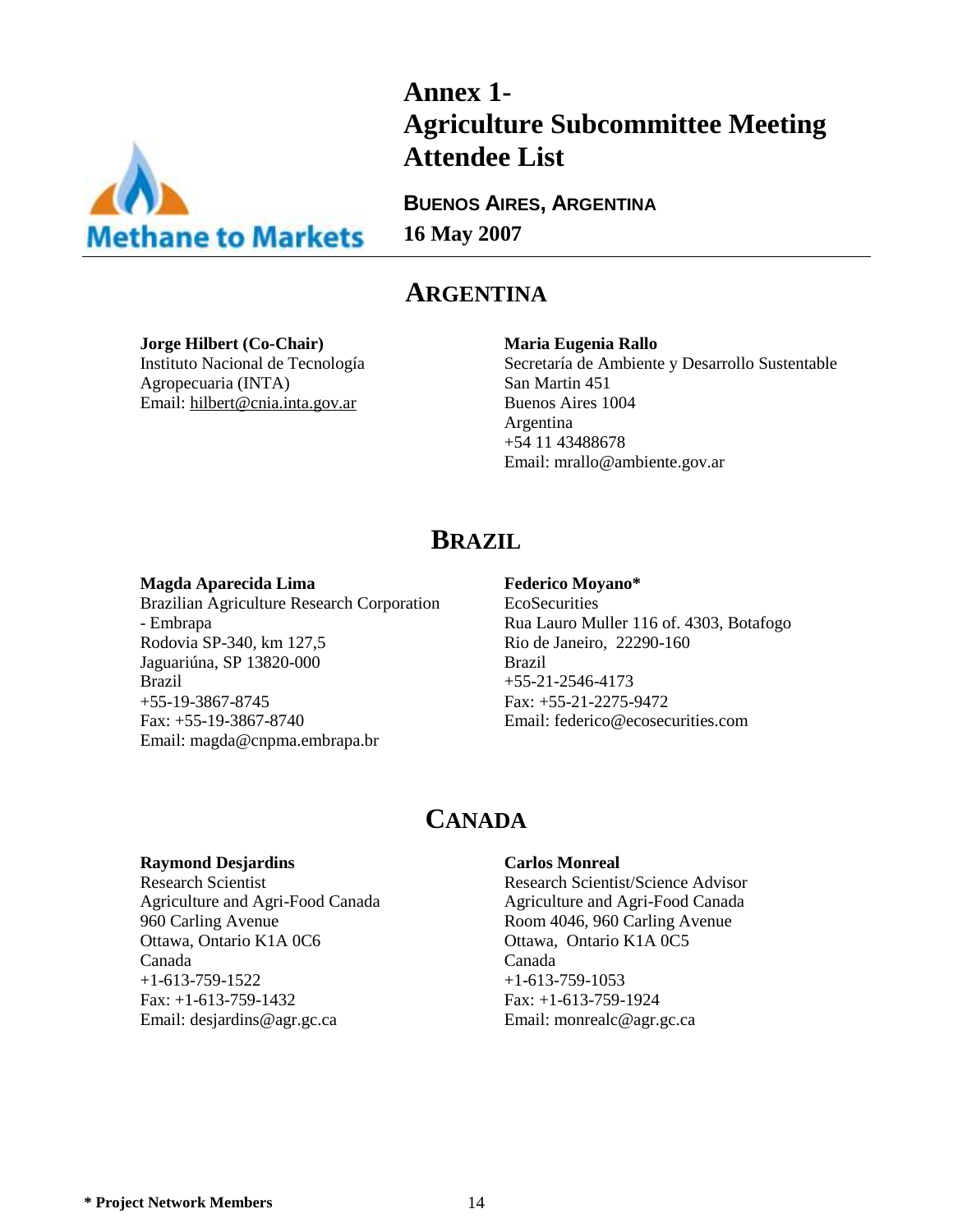# Annex 1- Agriculture Subcommittee Meeting Attendee List

**BUENOS AIRES, ARGENTINA**

**16 May 2007**

## ARGENTINA

**Jorge Hilbert (Co-Chair)**
Instituto Nacional de Tecnología Agropecuaria (INTA)
Email: hilbert@cnia.inta.gov.ar

**Maria Eugenia Rallo**
Secretaría de Ambiente y Desarrollo Sustentable
San Martin 451
Buenos Aires 1004
Argentina
+54 11 43488678
Email: mrallo@ambiente.gov.ar

## BRAZIL

**Magda Aparecida Lima**
Brazilian Agriculture Research Corporation - Embrapa
Rodovia SP-340, km 127,5
Jaguariúna, SP 13820-000
Brazil
+55-19-3867-8745
Fax: +55-19-3867-8740
Email: magda@cnpma.embrapa.br

**Federico Moyano***
EcoSecurities
Rua Lauro Muller 116 of. 4303, Botafogo
Rio de Janeiro, 22290-160
Brazil
+55-21-2546-4173
Fax: +55-21-2275-9472
Email: federico@ecosecurities.com

## CANADA

**Raymond Desjardins**
Research Scientist
Agriculture and Agri-Food Canada
960 Carling Avenue
Ottawa, Ontario K1A 0C6
Canada
+1-613-759-1522
Fax: +1-613-759-1432
Email: desjardins@agr.gc.ca

**Carlos Monreal**
Research Scientist/Science Advisor
Agriculture and Agri-Food Canada
Room 4046, 960 Carling Avenue
Ottawa, Ontario K1A 0C5
Canada
+1-613-759-1053
Fax: +1-613-759-1924
Email: monrealc@agr.gc.ca

**\* Project Network Members**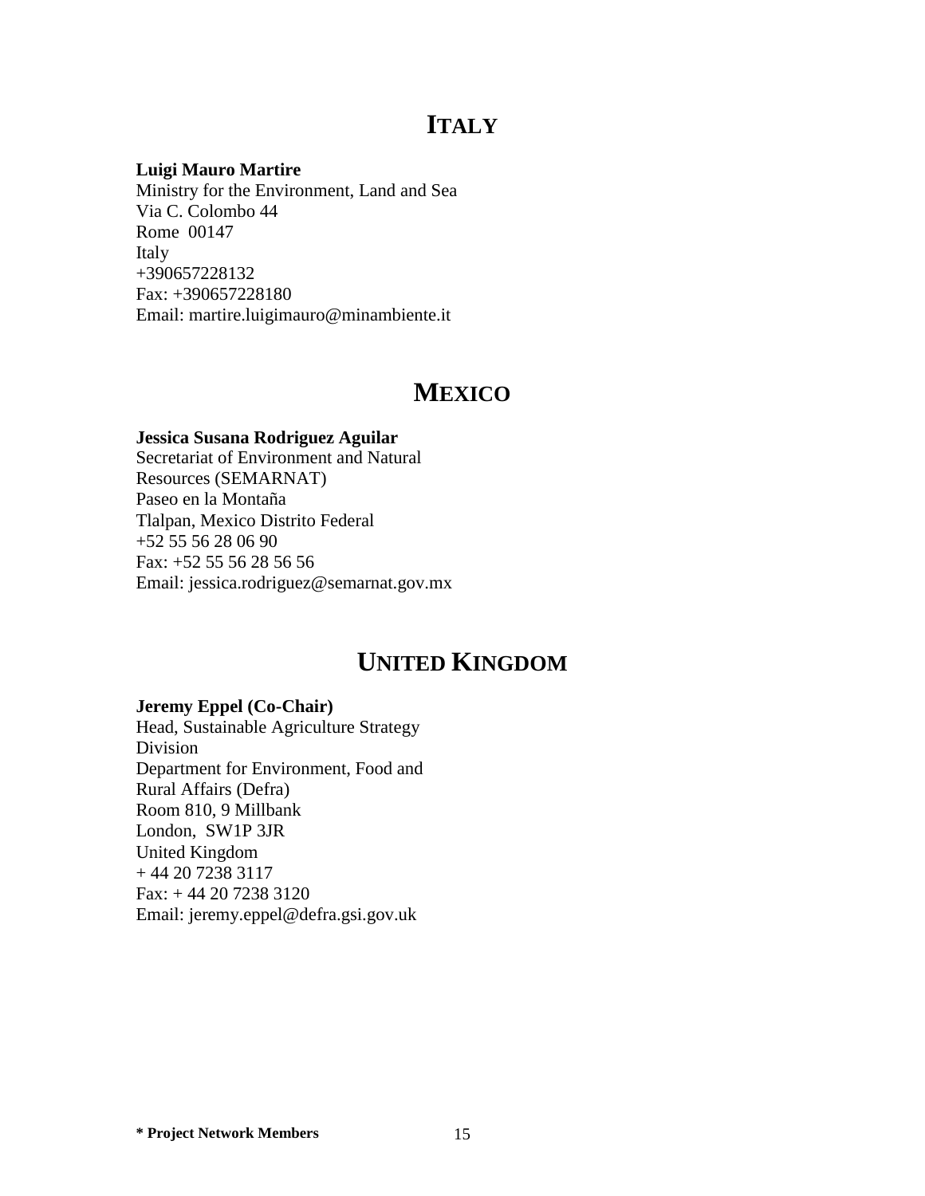# ITALY

**Luigi Mauro Martire**
Ministry for the Environment, Land and Sea
Via C. Colombo 44
Rome 00147
Italy
+390657228132
Fax: +390657228180
Email: martire.luigimauro@minambiente.it

# MEXICO

**Jessica Susana Rodriguez Aguilar**
Secretariat of Environment and Natural Resources (SEMARNAT)
Paseo en la Montaña
Tlalpan, Mexico Distrito Federal
+52 55 56 28 06 90
Fax: +52 55 56 28 56 56
Email: jessica.rodriguez@semarnat.gov.mx

# UNITED KINGDOM

**Jeremy Eppel (Co-Chair)**
Head, Sustainable Agriculture Strategy Division
Department for Environment, Food and Rural Affairs (Defra)
Room 810, 9 Millbank
London, SW1P 3JR
United Kingdom
+ 44 20 7238 3117
Fax: + 44 20 7238 3120
Email: jeremy.eppel@defra.gsi.gov.uk

**\* Project Network Members**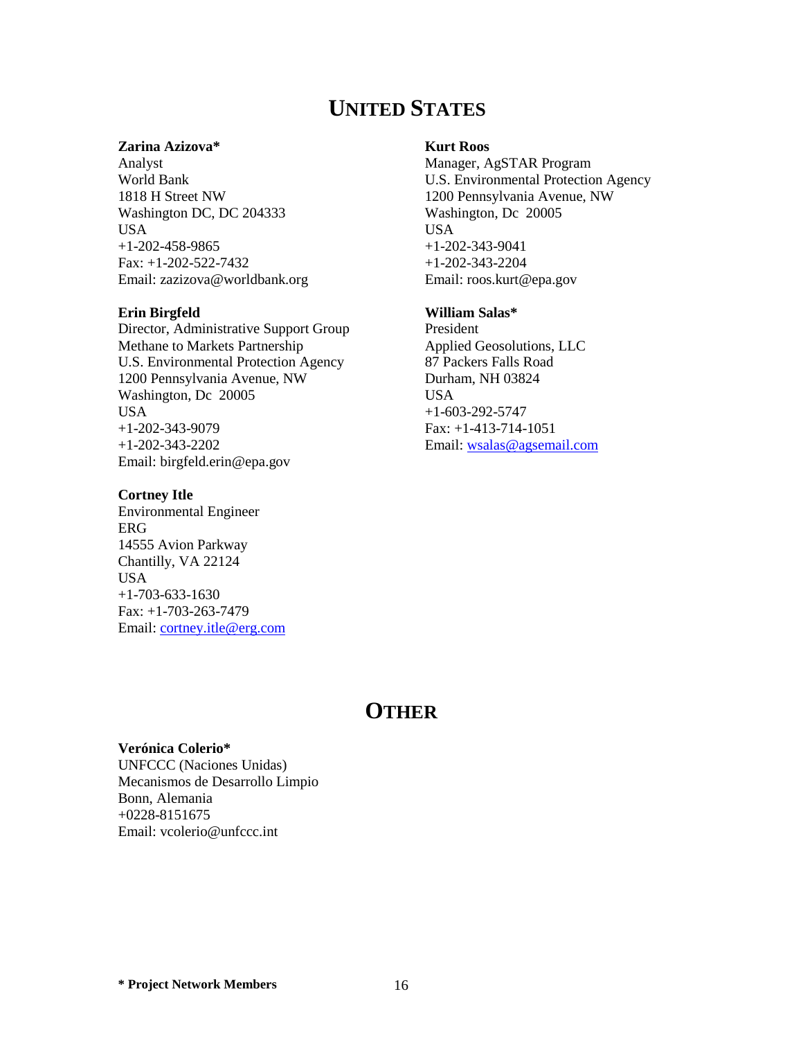# United States

**Zarina Azizova***
Analyst
World Bank
1818 H Street NW
Washington DC, DC 204333
USA
+1-202-458-9865
Fax: +1-202-522-7432
Email: zazizova@worldbank.org

**Erin Birgfeld**
Director, Administrative Support Group
Methane to Markets Partnership
U.S. Environmental Protection Agency
1200 Pennsylvania Avenue, NW
Washington, Dc 20005
USA
+1-202-343-9079
+1-202-343-2202
Email: birgfeld.erin@epa.gov

**Cortney Itle**
Environmental Engineer
ERG
14555 Avion Parkway
Chantilly, VA 22124
USA
+1-703-633-1630
Fax: +1-703-263-7479
Email: cortney.itle@erg.com

**Kurt Roos**
Manager, AgSTAR Program
U.S. Environmental Protection Agency
1200 Pennsylvania Avenue, NW
Washington, Dc 20005
USA
+1-202-343-9041
+1-202-343-2204
Email: roos.kurt@epa.gov

**William Salas***
President
Applied Geosolutions, LLC
87 Packers Falls Road
Durham, NH 03824
USA
+1-603-292-5747
Fax: +1-413-714-1051
Email: wsalas@agsemail.com

# Other

**Verónica Colerio***
UNFCCC (Naciones Unidas)
Mecanismos de Desarrollo Limpio
Bonn, Alemania
+0228-8151675
Email: vcolerio@unfccc.int

**\* Project Network Members**